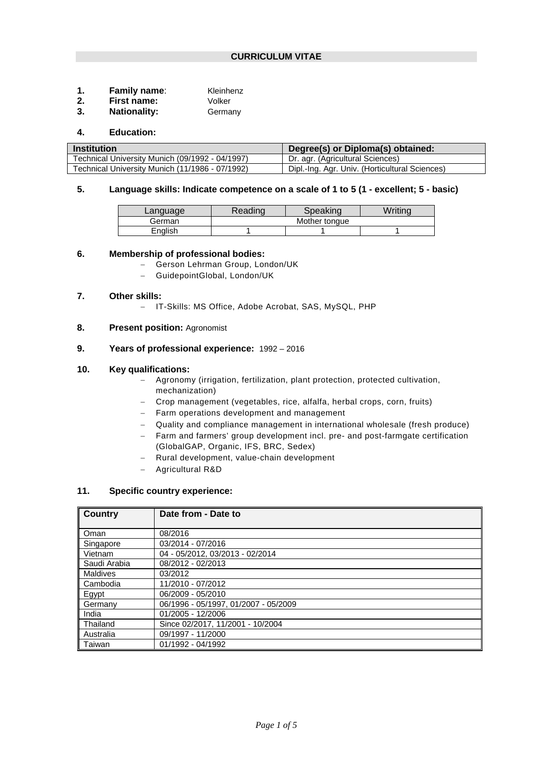# CURRICULUM VITAE

1. **Family name**: Kleinhenz
2. **First name:** Volker
3. **Nationality:** Germany

4. **Education:**

| Institution | Degree(s) or Diploma(s) obtained: |
|---|---|
| Technical University Munich (09/1992 - 04/1997) | Dr. agr. (Agricultural Sciences) |
| Technical University Munich (11/1986 - 07/1992) | Dipl.-Ing. Agr. Univ. (Horticultural Sciences) |

5. **Language skills: Indicate competence on a scale of 1 to 5 (1 - excellent; 5 - basic)**

| Language | Reading | Speaking | Writing |
|---|---|---|---|
| German | Mother tongue | | |
| English | 1 | 1 | 1 |

6. **Membership of professional bodies:**
   - Gerson Lehrman Group, London/UK
   - GuidepointGlobal, London/UK

7. **Other skills:**
   - IT-Skills: MS Office, Adobe Acrobat, SAS, MySQL, PHP

8. **Present position:** Agronomist

9. **Years of professional experience:** 1992 – 2016

10. **Key qualifications:**
    - Agronomy (irrigation, fertilization, plant protection, protected cultivation, mechanization)
    - Crop management (vegetables, rice, alfalfa, herbal crops, corn, fruits)
    - Farm operations development and management
    - Quality and compliance management in international wholesale (fresh produce)
    - Farm and farmers' group development incl. pre- and post-farmgate certification (GlobalGAP, Organic, IFS, BRC, Sedex)
    - Rural development, value-chain development
    - Agricultural R&D

11. **Specific country experience:**

| Country | Date from - Date to |
|---|---|
| Oman | 08/2016 |
| Singapore | 03/2014 - 07/2016 |
| Vietnam | 04 - 05/2012, 03/2013 - 02/2014 |
| Saudi Arabia | 08/2012 - 02/2013 |
| Maldives | 03/2012 |
| Cambodia | 11/2010 - 07/2012 |
| Egypt | 06/2009 - 05/2010 |
| Germany | 06/1996 - 05/1997, 01/2007 - 05/2009 |
| India | 01/2005 - 12/2006 |
| Thailand | Since 02/2017, 11/2001 - 10/2004 |
| Australia | 09/1997 - 11/2000 |
| Taiwan | 01/1992 - 04/1992 |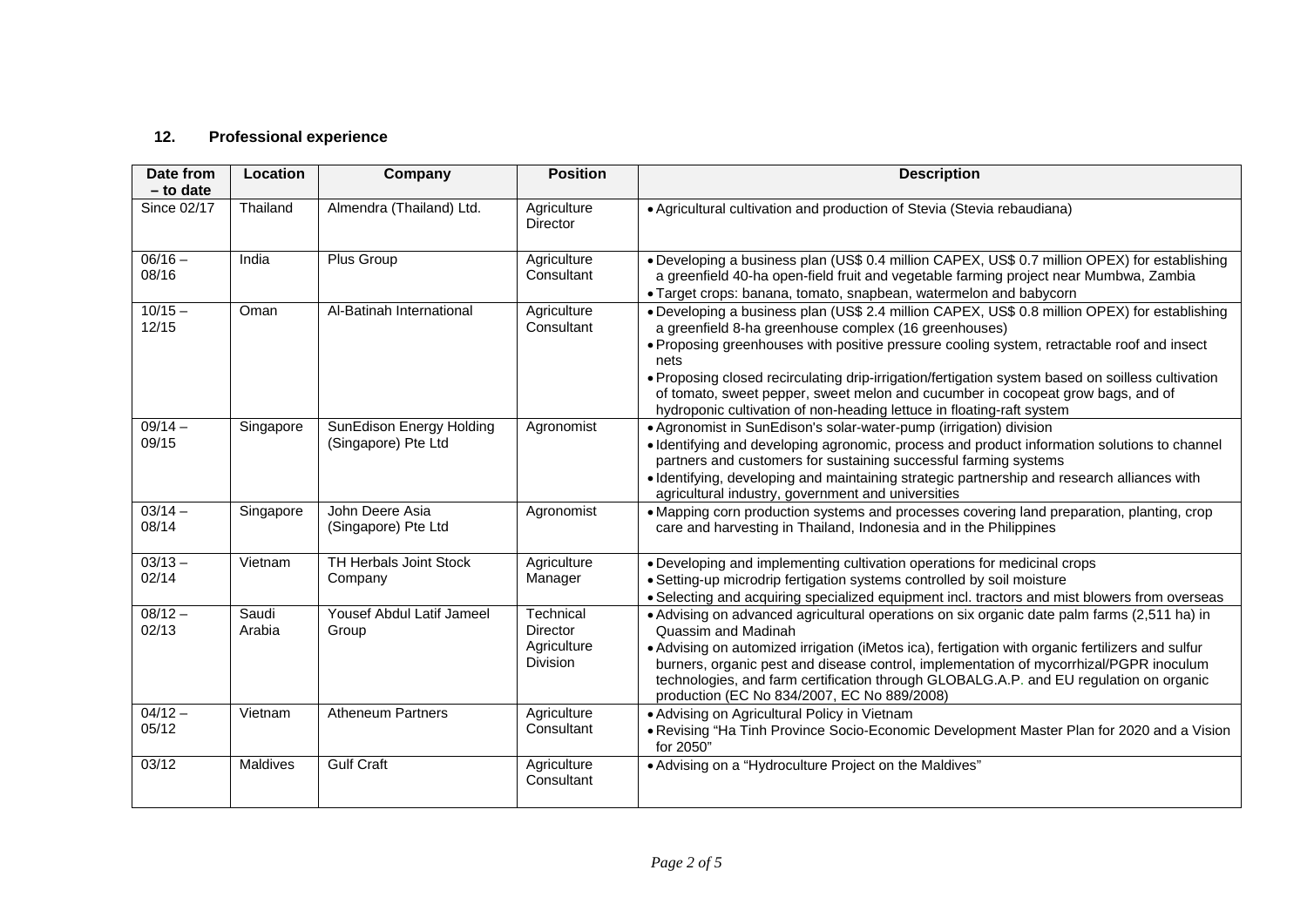## 12. Professional experience

| Date from – to date | Location | Company | Position | Description |
|---|---|---|---|---|
| Since 02/17 | Thailand | Almendra (Thailand) Ltd. | Agriculture Director | • Agricultural cultivation and production of Stevia (Stevia rebaudiana) |
| 06/16 – 08/16 | India | Plus Group | Agriculture Consultant | • Developing a business plan (US$ 0.4 million CAPEX, US$ 0.7 million OPEX) for establishing a greenfield 40-ha open-field fruit and vegetable farming project near Mumbwa, Zambia<br>• Target crops: banana, tomato, snapbean, watermelon and babycorn |
| 10/15 – 12/15 | Oman | Al-Batinah International | Agriculture Consultant | • Developing a business plan (US$ 2.4 million CAPEX, US$ 0.8 million OPEX) for establishing a greenfield 8-ha greenhouse complex (16 greenhouses)<br>• Proposing greenhouses with positive pressure cooling system, retractable roof and insect nets<br>• Proposing closed recirculating drip-irrigation/fertigation system based on soilless cultivation of tomato, sweet pepper, sweet melon and cucumber in cocopeat grow bags, and of hydroponic cultivation of non-heading lettuce in floating-raft system |
| 09/14 – 09/15 | Singapore | SunEdison Energy Holding (Singapore) Pte Ltd | Agronomist | • Agronomist in SunEdison's solar-water-pump (irrigation) division<br>• Identifying and developing agronomic, process and product information solutions to channel partners and customers for sustaining successful farming systems<br>• Identifying, developing and maintaining strategic partnership and research alliances with agricultural industry, government and universities |
| 03/14 – 08/14 | Singapore | John Deere Asia (Singapore) Pte Ltd | Agronomist | • Mapping corn production systems and processes covering land preparation, planting, crop care and harvesting in Thailand, Indonesia and in the Philippines |
| 03/13 – 02/14 | Vietnam | TH Herbals Joint Stock Company | Agriculture Manager | • Developing and implementing cultivation operations for medicinal crops<br>• Setting-up microdrip fertigation systems controlled by soil moisture<br>• Selecting and acquiring specialized equipment incl. tractors and mist blowers from overseas |
| 08/12 – 02/13 | Saudi Arabia | Yousef Abdul Latif Jameel Group | Technical Director Agriculture Division | • Advising on advanced agricultural operations on six organic date palm farms (2,511 ha) in Quassim and Madinah<br>• Advising on automized irrigation (iMetos ica), fertigation with organic fertilizers and sulfur burners, organic pest and disease control, implementation of mycorrhizal/PGPR inoculum technologies, and farm certification through GLOBALG.A.P. and EU regulation on organic production (EC No 834/2007, EC No 889/2008) |
| 04/12 – 05/12 | Vietnam | Atheneum Partners | Agriculture Consultant | • Advising on Agricultural Policy in Vietnam<br>• Revising "Ha Tinh Province Socio-Economic Development Master Plan for 2020 and a Vision for 2050" |
| 03/12 | Maldives | Gulf Craft | Agriculture Consultant | • Advising on a "Hydroculture Project on the Maldives" |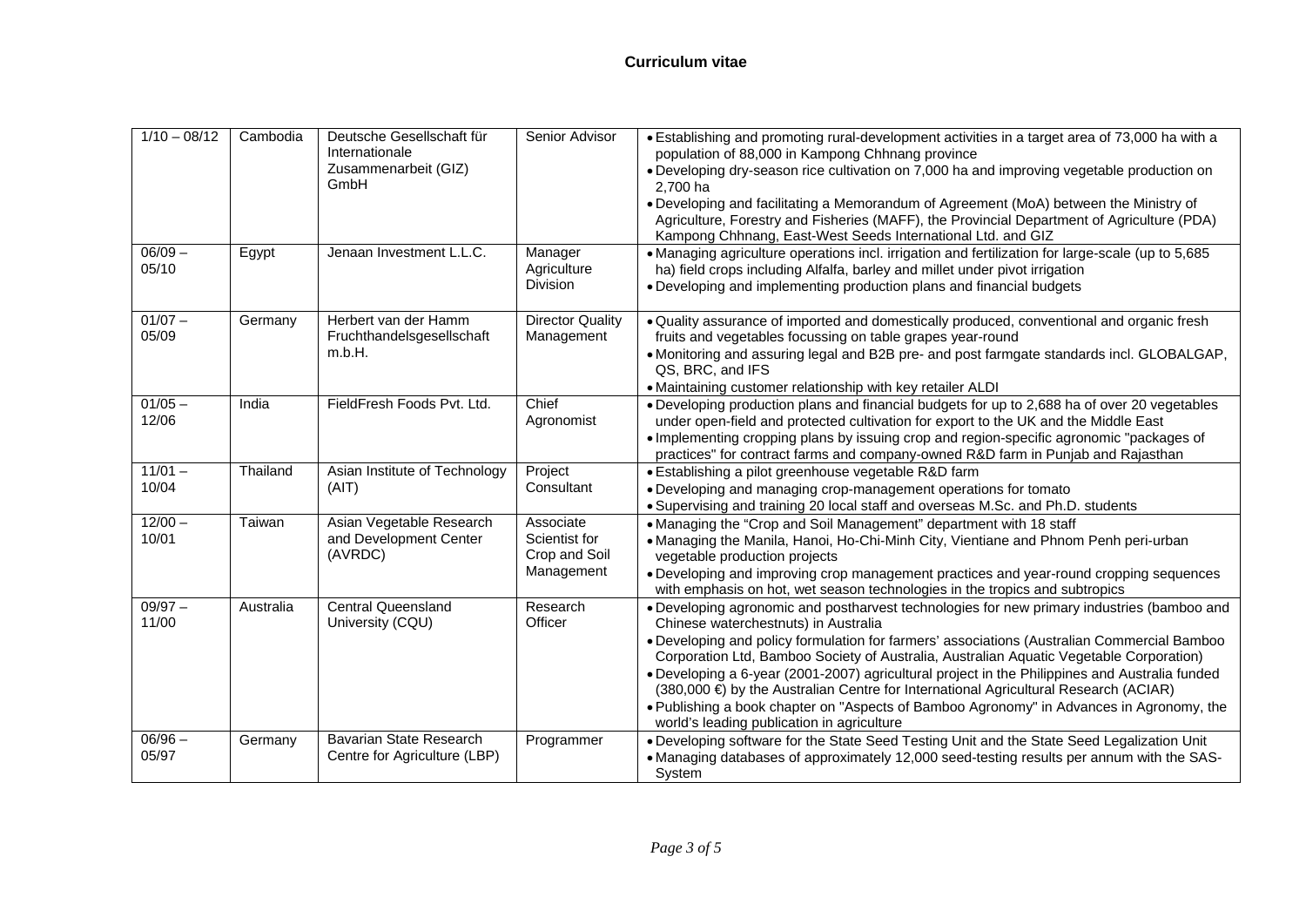**Curriculum vitae**

| | | | | |
|---|---|---|---|---|
| 1/10 – 08/12 | Cambodia | Deutsche Gesellschaft für Internationale Zusammenarbeit (GIZ) GmbH | Senior Advisor | • Establishing and promoting rural-development activities in a target area of 73,000 ha with a population of 88,000 in Kampong Chhnang province<br>• Developing dry-season rice cultivation on 7,000 ha and improving vegetable production on 2,700 ha<br>• Developing and facilitating a Memorandum of Agreement (MoA) between the Ministry of Agriculture, Forestry and Fisheries (MAFF), the Provincial Department of Agriculture (PDA) Kampong Chhnang, East-West Seeds International Ltd. and GIZ |
| 06/09 – 05/10 | Egypt | Jenaan Investment L.L.C. | Manager Agriculture Division | • Managing agriculture operations incl. irrigation and fertilization for large-scale (up to 5,685 ha) field crops including Alfalfa, barley and millet under pivot irrigation<br>• Developing and implementing production plans and financial budgets |
| 01/07 – 05/09 | Germany | Herbert van der Hamm Fruchthandelsgesellschaft m.b.H. | Director Quality Management | • Quality assurance of imported and domestically produced, conventional and organic fresh fruits and vegetables focussing on table grapes year-round<br>• Monitoring and assuring legal and B2B pre- and post farmgate standards incl. GLOBALGAP, QS, BRC, and IFS<br>• Maintaining customer relationship with key retailer ALDI |
| 01/05 – 12/06 | India | FieldFresh Foods Pvt. Ltd. | Chief Agronomist | • Developing production plans and financial budgets for up to 2,688 ha of over 20 vegetables under open-field and protected cultivation for export to the UK and the Middle East<br>• Implementing cropping plans by issuing crop and region-specific agronomic "packages of practices" for contract farms and company-owned R&D farm in Punjab and Rajasthan |
| 11/01 – 10/04 | Thailand | Asian Institute of Technology (AIT) | Project Consultant | • Establishing a pilot greenhouse vegetable R&D farm<br>• Developing and managing crop-management operations for tomato<br>• Supervising and training 20 local staff and overseas M.Sc. and Ph.D. students |
| 12/00 – 10/01 | Taiwan | Asian Vegetable Research and Development Center (AVRDC) | Associate Scientist for Crop and Soil Management | • Managing the "Crop and Soil Management" department with 18 staff<br>• Managing the Manila, Hanoi, Ho-Chi-Minh City, Vientiane and Phnom Penh peri-urban vegetable production projects<br>• Developing and improving crop management practices and year-round cropping sequences with emphasis on hot, wet season technologies in the tropics and subtropics |
| 09/97 – 11/00 | Australia | Central Queensland University (CQU) | Research Officer | • Developing agronomic and postharvest technologies for new primary industries (bamboo and Chinese waterchestnuts) in Australia<br>• Developing and policy formulation for farmers' associations (Australian Commercial Bamboo Corporation Ltd, Bamboo Society of Australia, Australian Aquatic Vegetable Corporation)<br>• Developing a 6-year (2001-2007) agricultural project in the Philippines and Australia funded (380,000 €) by the Australian Centre for International Agricultural Research (ACIAR)<br>• Publishing a book chapter on "Aspects of Bamboo Agronomy" in Advances in Agronomy, the world's leading publication in agriculture |
| 06/96 – 05/97 | Germany | Bavarian State Research Centre for Agriculture (LBP) | Programmer | • Developing software for the State Seed Testing Unit and the State Seed Legalization Unit<br>• Managing databases of approximately 12,000 seed-testing results per annum with the SAS-System |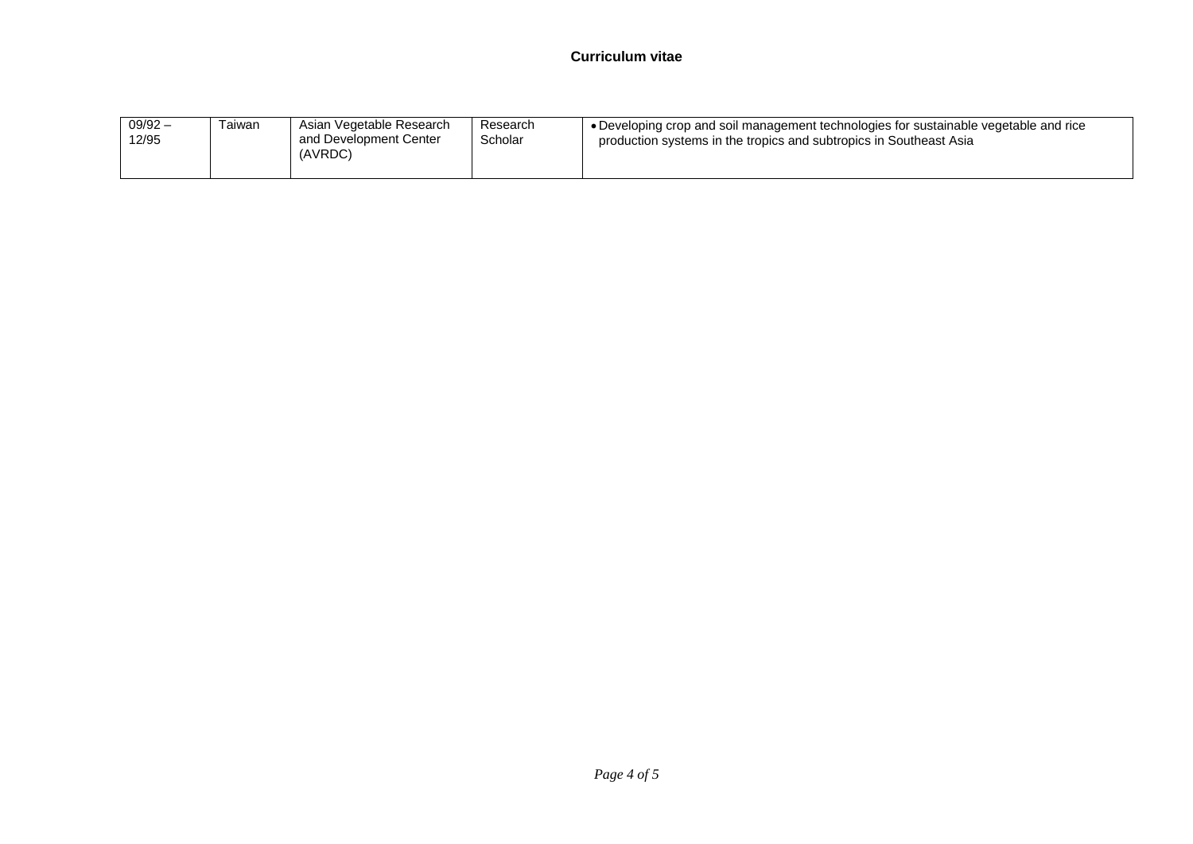| | | | | |
|---|---|---|---|---|
| 09/92 – 12/95 | Taiwan | Asian Vegetable Research and Development Center (AVRDC) | Research Scholar | • Developing crop and soil management technologies for sustainable vegetable and rice production systems in the tropics and subtropics in Southeast Asia |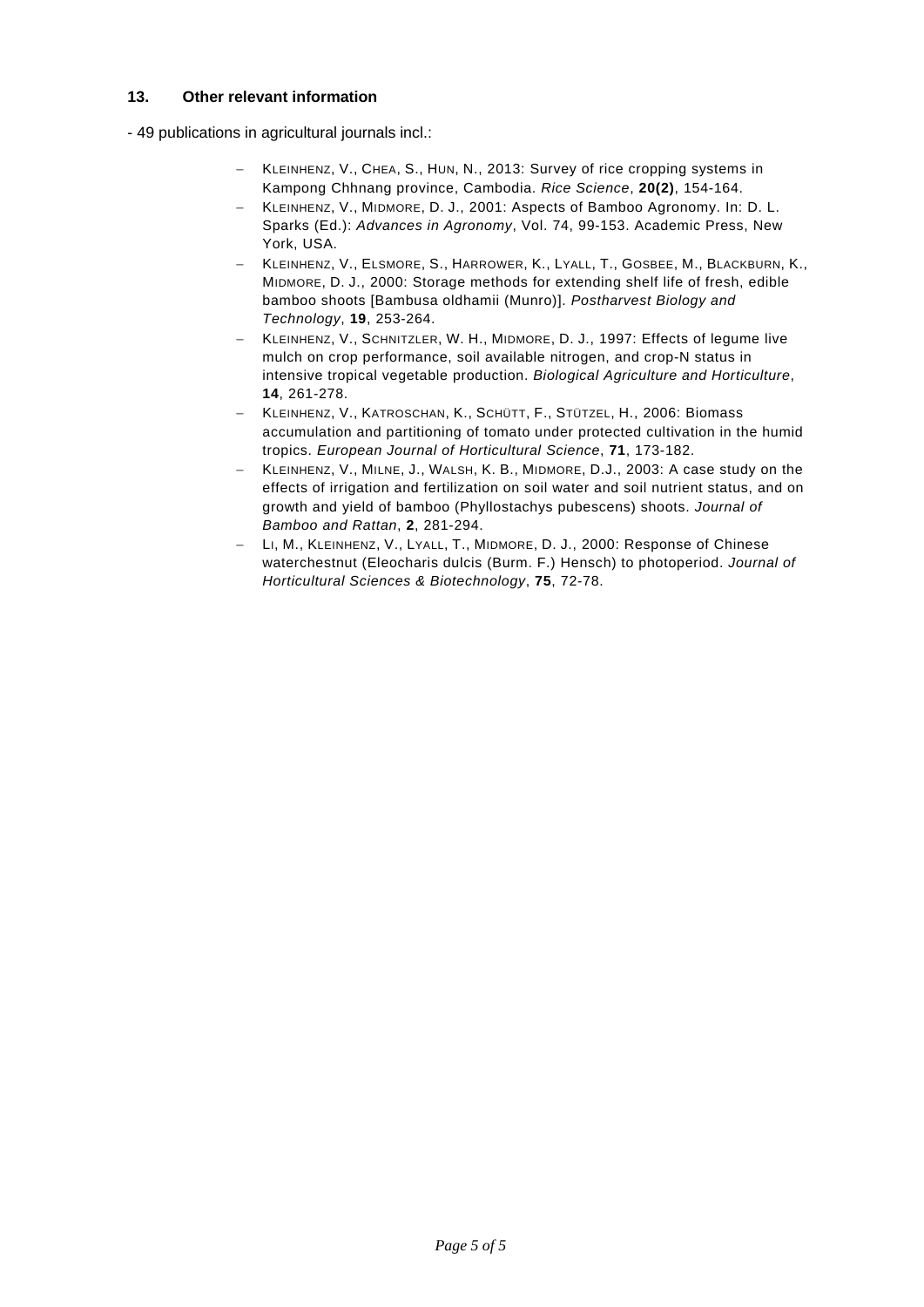### 13. Other relevant information

- 49 publications in agricultural journals incl.:

  - KLEINHENZ, V., CHEA, S., HUN, N., 2013: Survey of rice cropping systems in Kampong Chhnang province, Cambodia. *Rice Science*, **20(2)**, 154-164.
  - KLEINHENZ, V., MIDMORE, D. J., 2001: Aspects of Bamboo Agronomy. In: D. L. Sparks (Ed.): *Advances in Agronomy*, Vol. 74, 99-153. Academic Press, New York, USA.
  - KLEINHENZ, V., ELSMORE, S., HARROWER, K., LYALL, T., GOSBEE, M., BLACKBURN, K., MIDMORE, D. J., 2000: Storage methods for extending shelf life of fresh, edible bamboo shoots [Bambusa oldhamii (Munro)]. *Postharvest Biology and Technology*, **19**, 253-264.
  - KLEINHENZ, V., SCHNITZLER, W. H., MIDMORE, D. J., 1997: Effects of legume live mulch on crop performance, soil available nitrogen, and crop-N status in intensive tropical vegetable production. *Biological Agriculture and Horticulture*, **14**, 261-278.
  - KLEINHENZ, V., KATROSCHAN, K., SCHÜTT, F., STÜTZEL, H., 2006: Biomass accumulation and partitioning of tomato under protected cultivation in the humid tropics. *European Journal of Horticultural Science*, **71**, 173-182.
  - KLEINHENZ, V., MILNE, J., WALSH, K. B., MIDMORE, D.J., 2003: A case study on the effects of irrigation and fertilization on soil water and soil nutrient status, and on growth and yield of bamboo (Phyllostachys pubescens) shoots. *Journal of Bamboo and Rattan*, **2**, 281-294.
  - LI, M., KLEINHENZ, V., LYALL, T., MIDMORE, D. J., 2000: Response of Chinese waterchestnut (Eleocharis dulcis (Burm. F.) Hensch) to photoperiod. *Journal of Horticultural Sciences & Biotechnology*, **75**, 72-78.